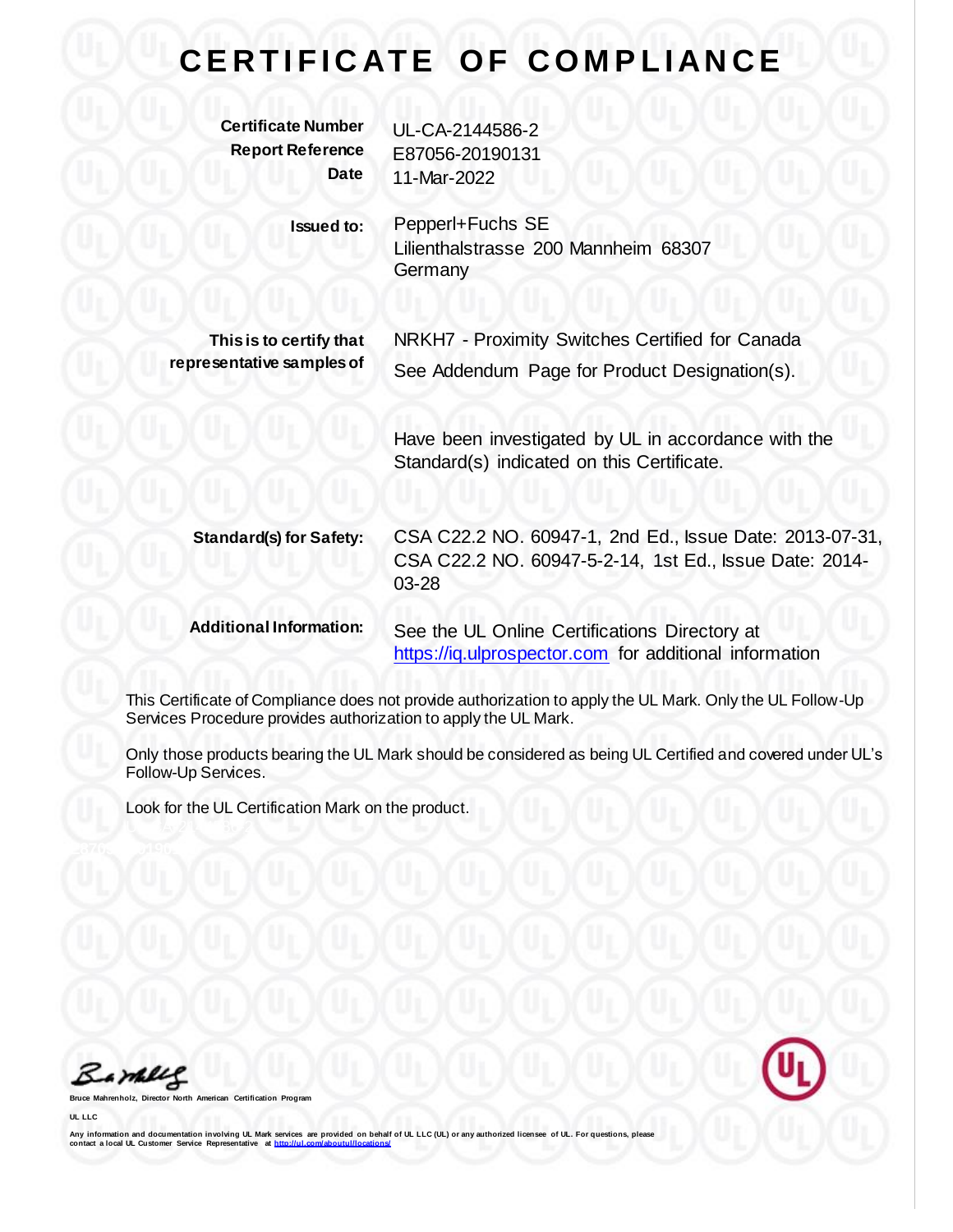# CERTIFICATE OF COMPLIANCE

| | |
|---|---|
| **Certificate Number** | UL-CA-2144586-2 |
| **Report Reference** | E87056-20190131 |
| **Date** | 11-Mar-2022 |

**Issued to:** Pepperl+Fuchs SE
Lilienthalstrasse 200 Mannheim 68307
Germany

**This is to certify that representative samples of**

NRKH7 - Proximity Switches Certified for Canada
See Addendum Page for Product Designation(s).

Have been investigated by UL in accordance with the Standard(s) indicated on this Certificate.

**Standard(s) for Safety:** CSA C22.2 NO. 60947-1, 2nd Ed., Issue Date: 2013-07-31, CSA C22.2 NO. 60947-5-2-14, 1st Ed., Issue Date: 2014-03-28

**Additional Information:** See the UL Online Certifications Directory at https://iq.ulprospector.com for additional information

This Certificate of Compliance does not provide authorization to apply the UL Mark. Only the UL Follow-Up Services Procedure provides authorization to apply the UL Mark.

Only those products bearing the UL Mark should be considered as being UL Certified and covered under UL's Follow-Up Services.

Look for the UL Certification Mark on the product.

**Bruce Mahrenholz, Director North American Certification Program**

**UL LLC**

**Any information and documentation involving UL Mark services are provided on behalf of UL LLC (UL) or any authorized licensee of UL. For questions, please contact a local UL Customer Service Representative at http://ul.com/aboutul/locations/**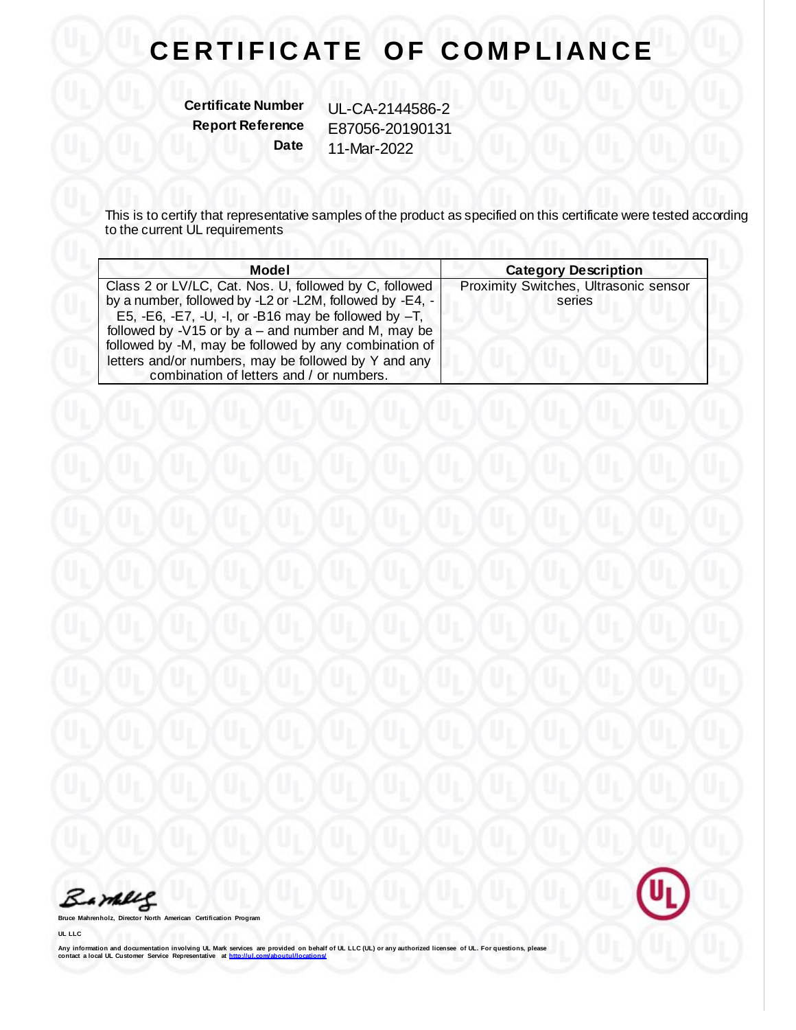# CERTIFICATE OF COMPLIANCE

**Certificate Number** UL-CA-2144586-2
**Report Reference** E87056-20190131
**Date** 11-Mar-2022

This is to certify that representative samples of the product as specified on this certificate were tested according to the current UL requirements

| Model | Category Description |
| --- | --- |
| Class 2 or LV/LC, Cat. Nos. U, followed by C, followed by a number, followed by -L2 or -L2M, followed by -E4, -E5, -E6, -E7, -U, -I, or -B16 may be followed by –T, followed by -V15 or by a – and number and M, may be followed by -M, may be followed by any combination of letters and/or numbers, may be followed by Y and any combination of letters and / or numbers. | Proximity Switches, Ultrasonic sensor series |

Bruce Mahrenholz, Director North American Certification Program

UL LLC

Any information and documentation involving UL Mark services are provided on behalf of UL LLC (UL) or any authorized licensee of UL. For questions, please contact a local UL Customer Service Representative at http://ul.com/aboutul/locations/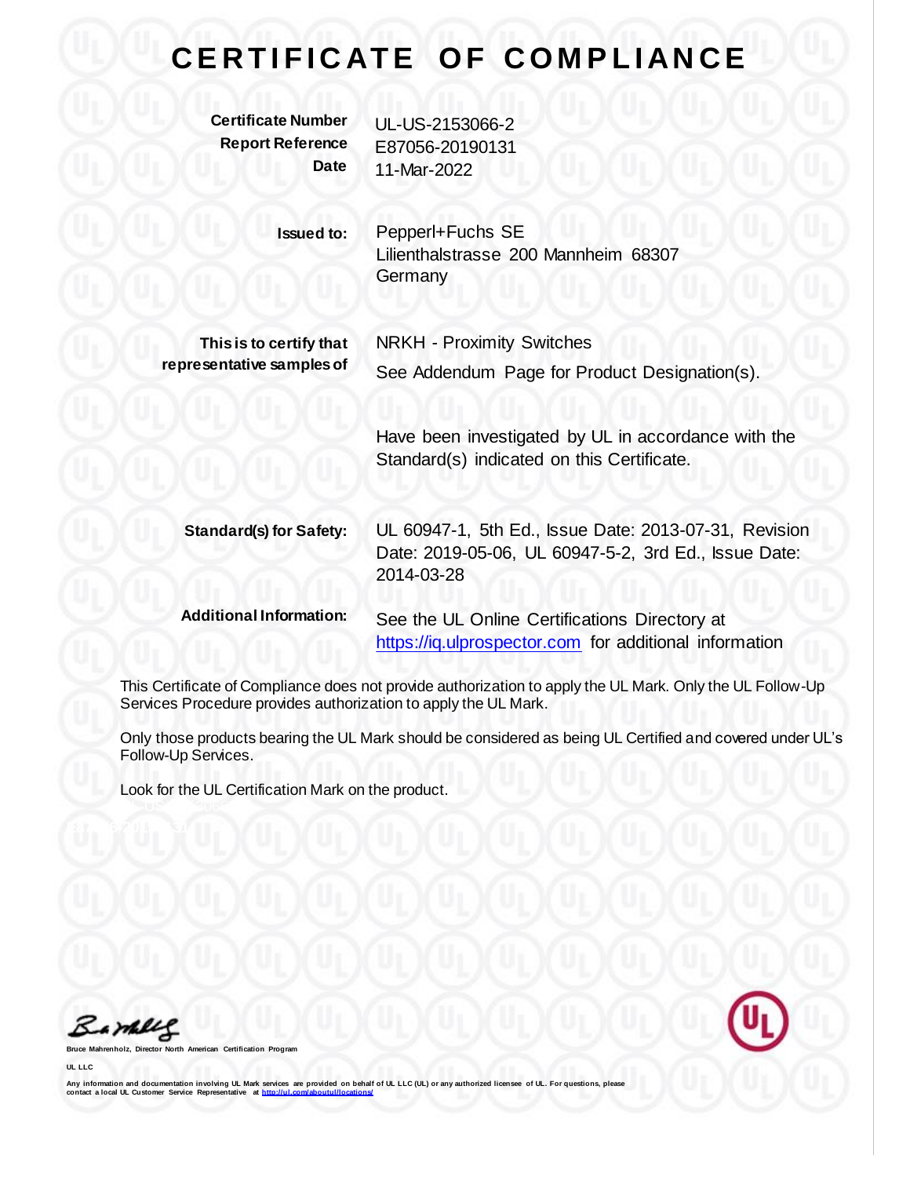# CERTIFICATE OF COMPLIANCE

| | |
|---|---|
| **Certificate Number** | UL-US-2153066-2 |
| **Report Reference** | E87056-20190131 |
| **Date** | 11-Mar-2022 |

| | |
|---|---|
| **Issued to:** | Pepperl+Fuchs SE<br>Lilienthalstrasse 200 Mannheim 68307<br>Germany |
| **This is to certify that representative samples of** | NRKH - Proximity Switches<br>See Addendum Page for Product Designation(s).<br><br>Have been investigated by UL in accordance with the Standard(s) indicated on this Certificate. |
| **Standard(s) for Safety:** | UL 60947-1, 5th Ed., Issue Date: 2013-07-31, Revision Date: 2019-05-06, UL 60947-5-2, 3rd Ed., Issue Date: 2014-03-28 |
| **Additional Information:** | See the UL Online Certifications Directory at https://iq.ulprospector.com for additional information |

This Certificate of Compliance does not provide authorization to apply the UL Mark. Only the UL Follow-Up Services Procedure provides authorization to apply the UL Mark.

Only those products bearing the UL Mark should be considered as being UL Certified and covered under UL's Follow-Up Services.

Look for the UL Certification Mark on the product.

Bruce Mahrenholz, Director North American Certification Program

UL LLC

Any information and documentation involving UL Mark services are provided on behalf of UL LLC (UL) or any authorized licensee of UL. For questions, please contact a local UL Customer Service Representative at http://ul.com/aboutul/locations/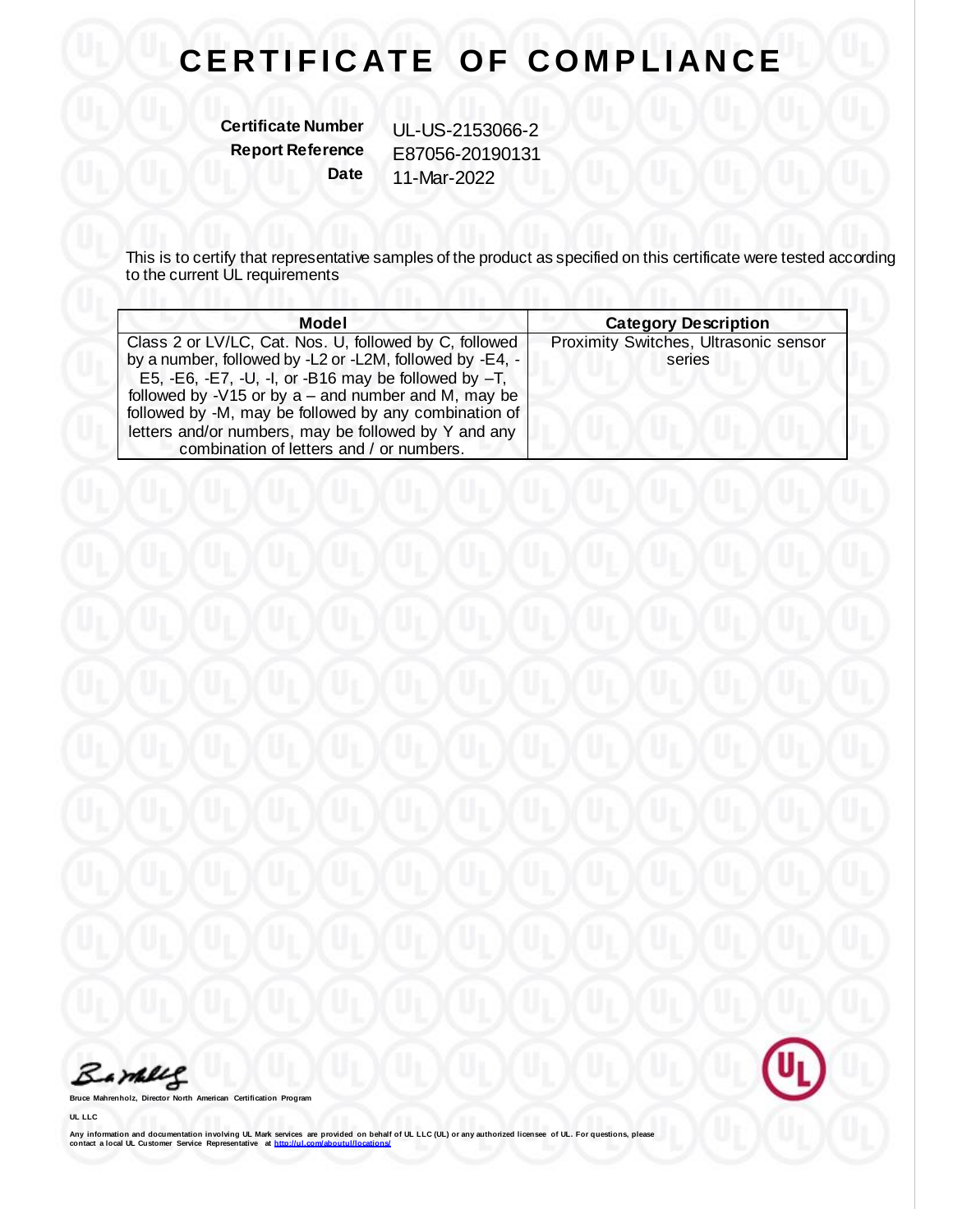# CERTIFICATE OF COMPLIANCE

**Certificate Number** UL-US-2153066-2
**Report Reference** E87056-20190131
**Date** 11-Mar-2022

This is to certify that representative samples of the product as specified on this certificate were tested according to the current UL requirements

| Model | Category Description |
| --- | --- |
| Class 2 or LV/LC, Cat. Nos. U, followed by C, followed by a number, followed by -L2 or -L2M, followed by -E4, -E5, -E6, -E7, -U, -I, or -B16 may be followed by –T, followed by -V15 or by a – and number and M, may be followed by -M, may be followed by any combination of letters and/or numbers, may be followed by Y and any combination of letters and / or numbers. | Proximity Switches, Ultrasonic sensor series |

Bruce Mahrenholz, Director North American Certification Program

UL LLC

Any information and documentation involving UL Mark services are provided on behalf of UL LLC (UL) or any authorized licensee of UL. For questions, please contact a local UL Customer Service Representative at http://ul.com/aboutul/locations/